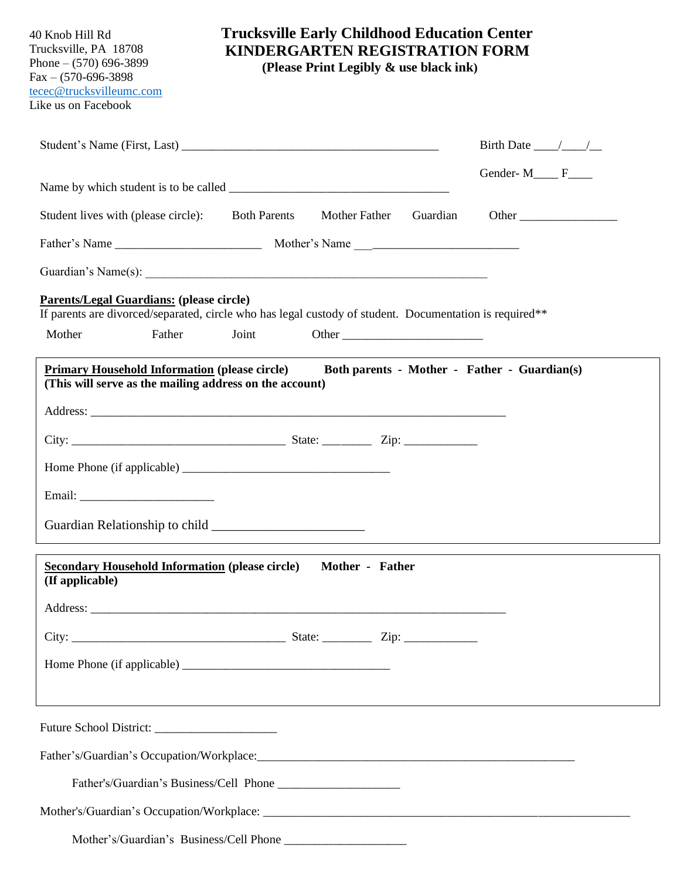40 Knob Hill Rd
Trucksville, PA 18708
Phone – (570) 696-3899
Fax – (570-696-3898
tecec@trucksvilleumc.com
Like us on Facebook

# Trucksville Early Childhood Education Center
# KINDERGARTEN REGISTRATION FORM

**(Please Print Legibly & use black ink)**

Student's Name (First, Last) ___________________________________________ Birth Date ____/____/__

Gender- M____ F____

Name by which student is to be called ____________________________________

Student lives with (please circle): Both Parents Mother Father Guardian Other ________________

Father's Name ________________________ Mother's Name ___________________________

Guardian's Name(s): _________________________________________________________

**Parents/Legal Guardians: (please circle)**
If parents are divorced/separated, circle who has legal custody of student. Documentation is required**

Mother Father Joint Other _______________________

**Primary Household Information (please circle)** **Both parents - Mother - Father - Guardian(s)**
**(This will serve as the mailing address on the account)**

Address: ____________________________________________________________________

City: ___________________________________ State: ________ Zip: ____________

Home Phone (if applicable) __________________________________

Email: _____________________

Guardian Relationship to child _______________________

**Secondary Household Information (please circle)** **Mother - Father**
**(If applicable)**

Address: ____________________________________________________________________

City: ___________________________________ State: ________ Zip: ____________

Home Phone (if applicable) __________________________________

Future School District: ____________________

Father's/Guardian's Occupation/Workplace:_____________________________________________________

Father's/Guardian's Business/Cell Phone ____________________

Mother's/Guardian's Occupation/Workplace: ____________________________________________________________

Mother's/Guardian's Business/Cell Phone ____________________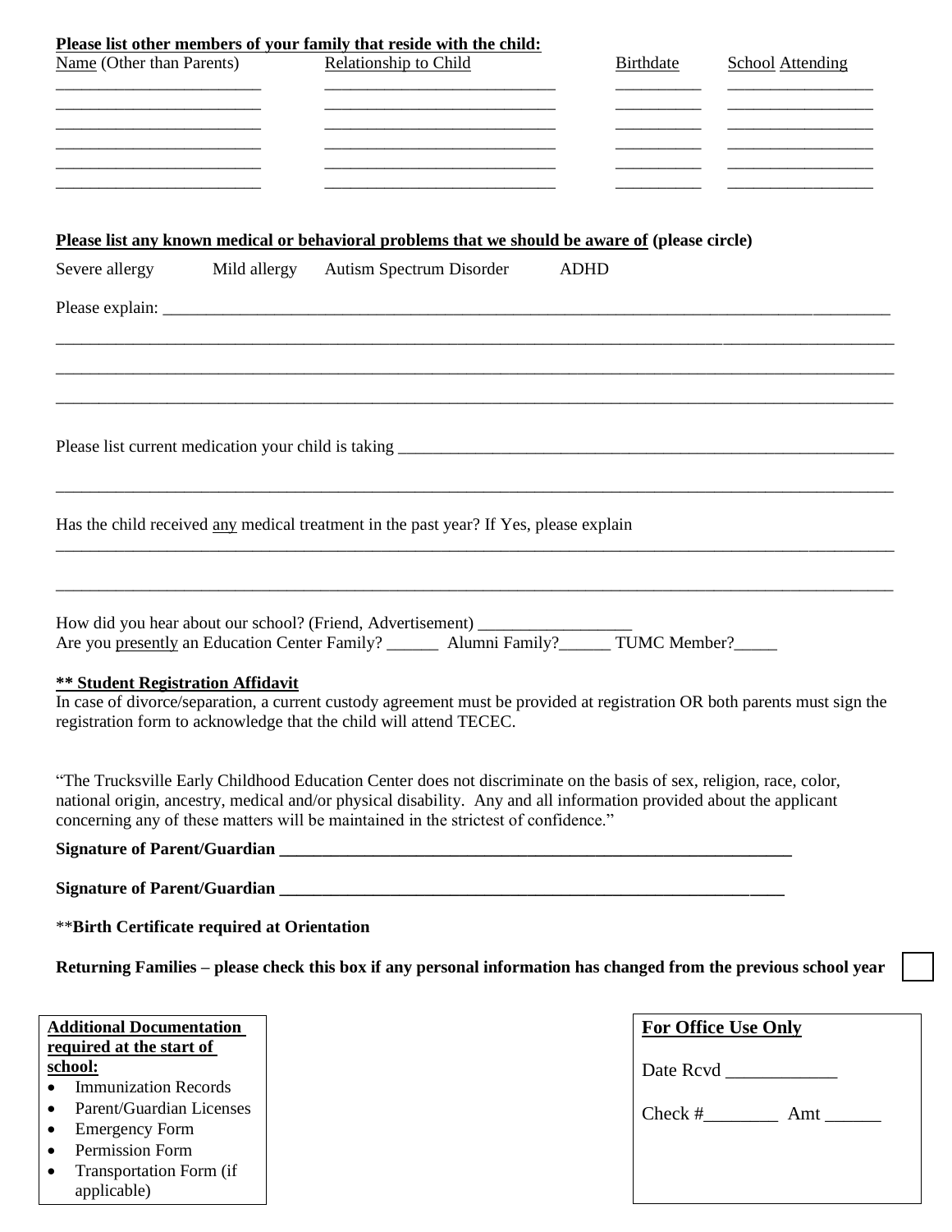**Please list other members of your family that reside with the child:**

| Name (Other than Parents) | Relationship to Child | Birthdate | School Attending |
| --- | --- | --- | --- |
| ________________________ | ___________________________ | __________ | _________________ |
| ________________________ | ___________________________ | __________ | _________________ |
| ________________________ | ___________________________ | __________ | _________________ |
| ________________________ | ___________________________ | __________ | _________________ |
| ________________________ | ___________________________ | __________ | _________________ |
| ________________________ | ___________________________ | __________ | _________________ |

**Please list any known medical or behavioral problems that we should be aware of (please circle)**

Severe allergy Mild allergy Autism Spectrum Disorder ADHD

Please explain: ________________________________________________________________________________________

____________________________________________________________________________________________________

____________________________________________________________________________________________________

____________________________________________________________________________________________________

Please list current medication your child is taking ____________________________________________________________

____________________________________________________________________________________________________

Has the child received any medical treatment in the past year? If Yes, please explain

____________________________________________________________________________________________________

____________________________________________________________________________________________________

How did you hear about our school? (Friend, Advertisement) __________________

Are you presently an Education Center Family? ______ Alumni Family?______ TUMC Member?_____

**\*\* Student Registration Affidavit**

In case of divorce/separation, a current custody agreement must be provided at registration OR both parents must sign the registration form to acknowledge that the child will attend TECEC.

"The Trucksville Early Childhood Education Center does not discriminate on the basis of sex, religion, race, color, national origin, ancestry, medical and/or physical disability. Any and all information provided about the applicant concerning any of these matters will be maintained in the strictest of confidence."

**Signature of Parent/Guardian** ______________________________________________________________

**Signature of Parent/Guardian** ______________________________________________________________

\*\***Birth Certificate required at Orientation**

**Returning Families – please check this box if any personal information has changed from the previous school year** ☐

**Additional Documentation required at the start of school:**

- Immunization Records
- Parent/Guardian Licenses
- Emergency Form
- Permission Form
- Transportation Form (if applicable)

**For Office Use Only**

Date Rcvd ____________

Check #________ Amt ______